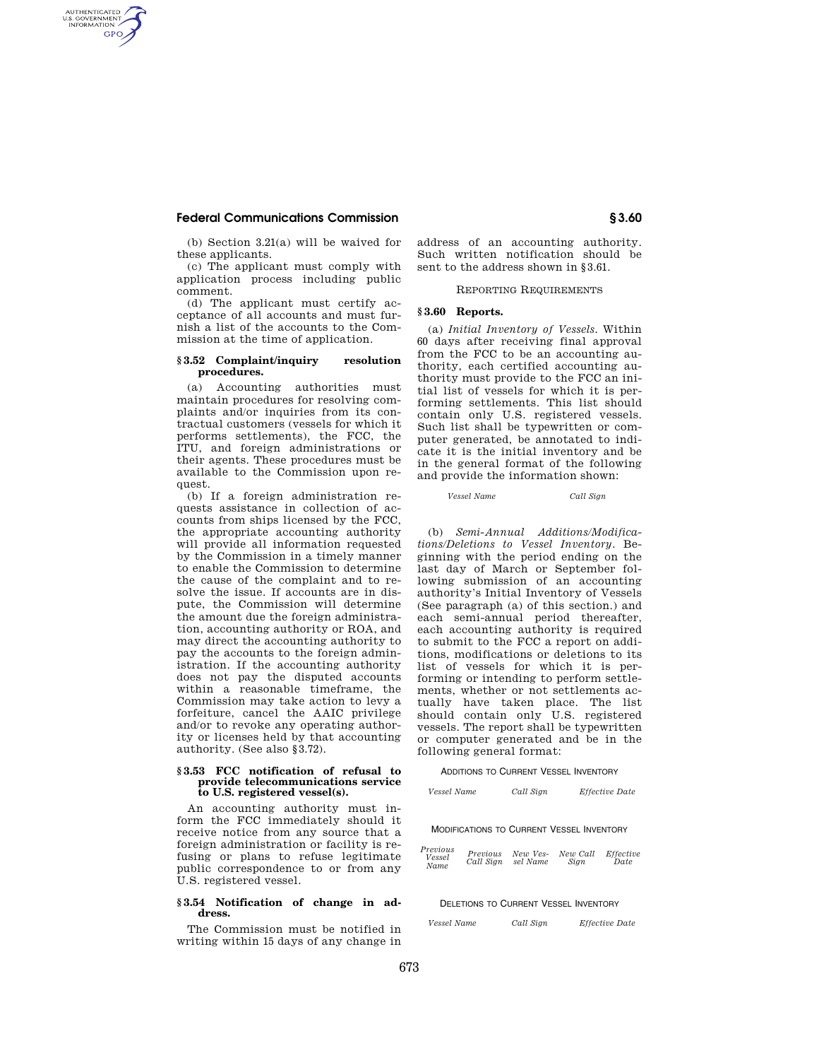(b) Section 3.21(a) will be waived for these applicants.

(c) The applicant must comply with application process including public comment.

(d) The applicant must certify acceptance of all accounts and must furnish a list of the accounts to the Commission at the time of application.

### § 3.52 Complaint/inquiry resolution procedures.

(a) Accounting authorities must maintain procedures for resolving complaints and/or inquiries from its contractual customers (vessels for which it performs settlements), the FCC, the ITU, and foreign administrations or their agents. These procedures must be available to the Commission upon request.

(b) If a foreign administration requests assistance in collection of accounts from ships licensed by the FCC, the appropriate accounting authority will provide all information requested by the Commission in a timely manner to enable the Commission to determine the cause of the complaint and to resolve the issue. If accounts are in dispute, the Commission will determine the amount due the foreign administration, accounting authority or ROA, and may direct the accounting authority to pay the accounts to the foreign administration. If the accounting authority does not pay the disputed accounts within a reasonable timeframe, the Commission may take action to levy a forfeiture, cancel the AAIC privilege and/or to revoke any operating authority or licenses held by that accounting authority. (See also §3.72).

### § 3.53 FCC notification of refusal to provide telecommunications service to U.S. registered vessel(s).

An accounting authority must inform the FCC immediately should it receive notice from any source that a foreign administration or facility is refusing or plans to refuse legitimate public correspondence to or from any U.S. registered vessel.

### § 3.54 Notification of change in address.

The Commission must be notified in writing within 15 days of any change in address of an accounting authority. Such written notification should be sent to the address shown in §3.61.

REPORTING REQUIREMENTS

### § 3.60 Reports.

(a) *Initial Inventory of Vessels*. Within 60 days after receiving final approval from the FCC to be an accounting authority, each certified accounting authority must provide to the FCC an initial list of vessels for which it is performing settlements. This list should contain only U.S. registered vessels. Such list shall be typewritten or computer generated, be annotated to indicate it is the initial inventory and be in the general format of the following and provide the information shown:

| *Vessel Name* | *Call Sign* |
|---|---|

(b) *Semi-Annual Additions/Modifications/Deletions to Vessel Inventory*. Beginning with the period ending on the last day of March or September following submission of an accounting authority's Initial Inventory of Vessels (See paragraph (a) of this section.) and each semi-annual period thereafter, each accounting authority is required to submit to the FCC a report on additions, modifications or deletions to its list of vessels for which it is performing or intending to perform settlements, whether or not settlements actually have taken place. The list should contain only U.S. registered vessels. The report shall be typewritten or computer generated and be in the following general format:

ADDITIONS TO CURRENT VESSEL INVENTORY

| *Vessel Name* | *Call Sign* | *Effective Date* |
|---|---|---|

MODIFICATIONS TO CURRENT VESSEL INVENTORY

| *Previous Vessel Name* | *Previous Call Sign* | *New Vessel Name* | *New Call Sign* | *Effective Date* |
|---|---|---|---|---|

DELETIONS TO CURRENT VESSEL INVENTORY

| *Vessel Name* | *Call Sign* | *Effective Date* |
|---|---|---|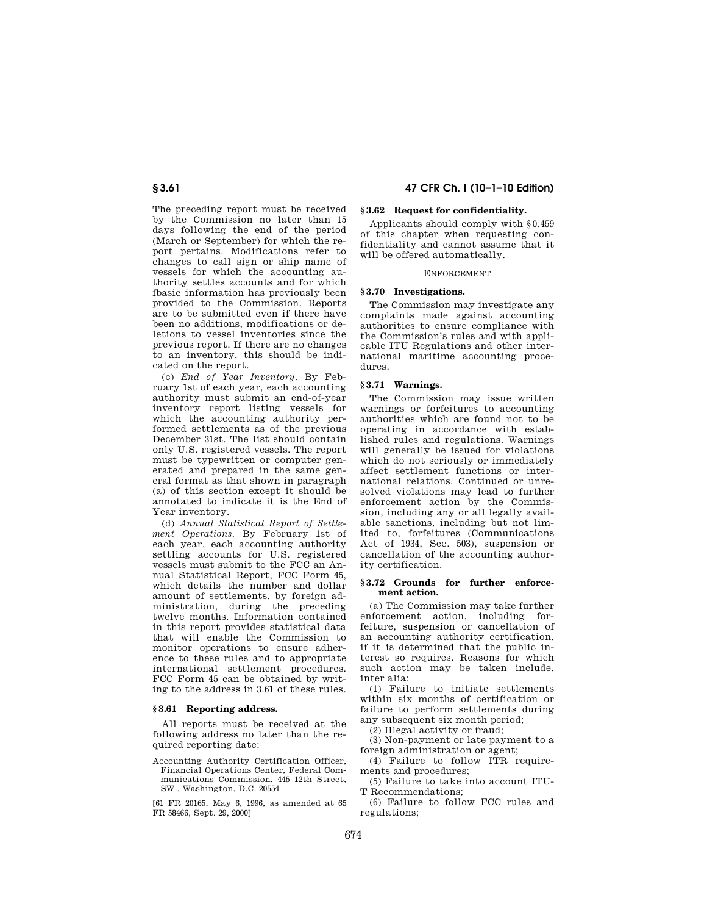The preceding report must be received by the Commission no later than 15 days following the end of the period (March or September) for which the report pertains. Modifications refer to changes to call sign or ship name of vessels for which the accounting authority settles accounts and for which fbasic information has previously been provided to the Commission. Reports are to be submitted even if there have been no additions, modifications or deletions to vessel inventories since the previous report. If there are no changes to an inventory, this should be indicated on the report.

(c) *End of Year Inventory.* By February 1st of each year, each accounting authority must submit an end-of-year inventory report listing vessels for which the accounting authority performed settlements as of the previous December 31st. The list should contain only U.S. registered vessels. The report must be typewritten or computer generated and prepared in the same general format as that shown in paragraph (a) of this section except it should be annotated to indicate it is the End of Year inventory.

(d) *Annual Statistical Report of Settlement Operations.* By February 1st of each year, each accounting authority settling accounts for U.S. registered vessels must submit to the FCC an Annual Statistical Report, FCC Form 45, which details the number and dollar amount of settlements, by foreign administration, during the preceding twelve months. Information contained in this report provides statistical data that will enable the Commission to monitor operations to ensure adherence to these rules and to appropriate international settlement procedures. FCC Form 45 can be obtained by writing to the address in 3.61 of these rules.

### § 3.61 Reporting address.

All reports must be received at the following address no later than the required reporting date:

Accounting Authority Certification Officer, Financial Operations Center, Federal Communications Commission, 445 12th Street, SW., Washington, D.C. 20554

[61 FR 20165, May 6, 1996, as amended at 65 FR 58466, Sept. 29, 2000]

### § 3.62 Request for confidentiality.

Applicants should comply with §0.459 of this chapter when requesting confidentiality and cannot assume that it will be offered automatically.

## ENFORCEMENT

### § 3.70 Investigations.

The Commission may investigate any complaints made against accounting authorities to ensure compliance with the Commission's rules and with applicable ITU Regulations and other international maritime accounting procedures.

### § 3.71 Warnings.

The Commission may issue written warnings or forfeitures to accounting authorities which are found not to be operating in accordance with established rules and regulations. Warnings will generally be issued for violations which do not seriously or immediately affect settlement functions or international relations. Continued or unresolved violations may lead to further enforcement action by the Commission, including any or all legally available sanctions, including but not limited to, forfeitures (Communications Act of 1934, Sec. 503), suspension or cancellation of the accounting authority certification.

### § 3.72 Grounds for further enforcement action.

(a) The Commission may take further enforcement action, including forfeiture, suspension or cancellation of an accounting authority certification, if it is determined that the public interest so requires. Reasons for which such action may be taken include, inter alia:

(1) Failure to initiate settlements within six months of certification or failure to perform settlements during any subsequent six month period;

(2) Illegal activity or fraud;

(3) Non-payment or late payment to a foreign administration or agent;

(4) Failure to follow ITR requirements and procedures;

(5) Failure to take into account ITU-T Recommendations;

(6) Failure to follow FCC rules and regulations;